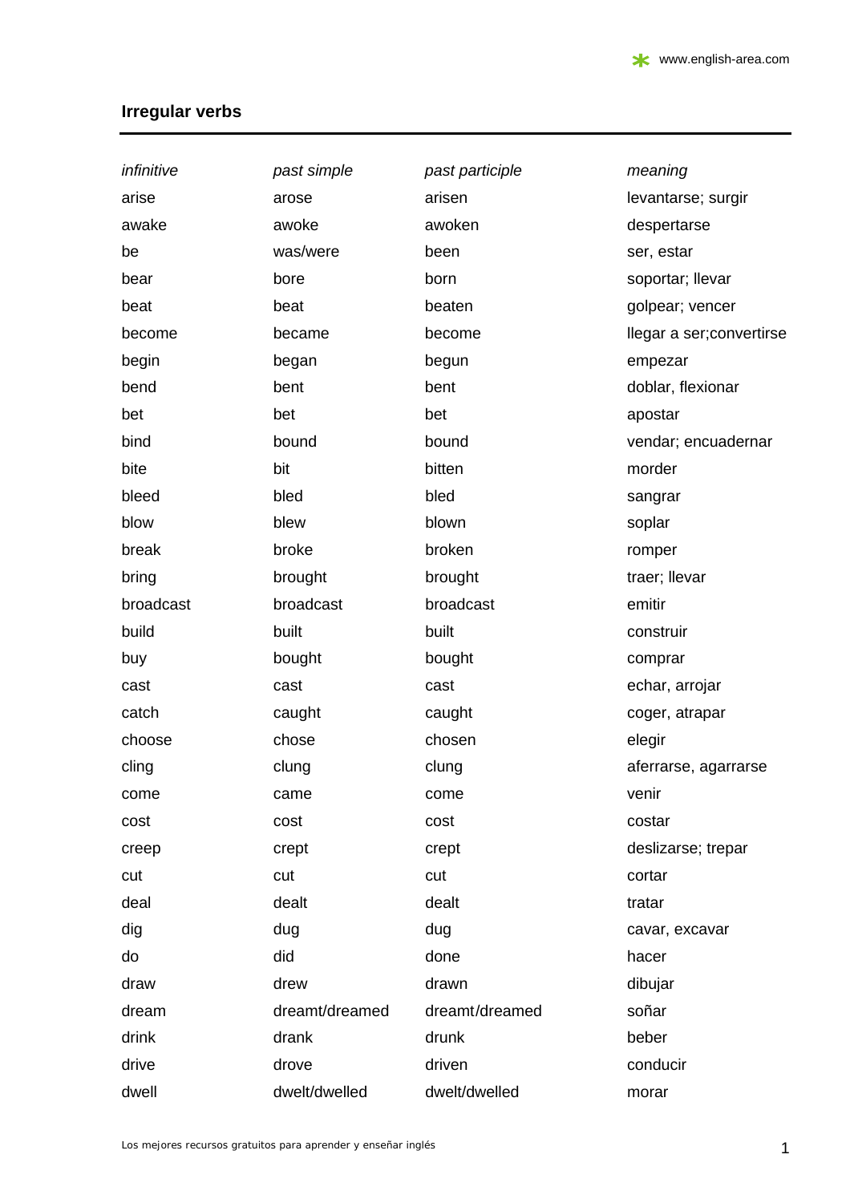## Irregular verbs

| *infinitive* | *past simple* | *past participle* | *meaning* |
|---|---|---|---|
| arise | arose | arisen | levantarse; surgir |
| awake | awoke | awoken | despertarse |
| be | was/were | been | ser, estar |
| bear | bore | born | soportar; llevar |
| beat | beat | beaten | golpear; vencer |
| become | became | become | llegar a ser;convertirse |
| begin | began | begun | empezar |
| bend | bent | bent | doblar, flexionar |
| bet | bet | bet | apostar |
| bind | bound | bound | vendar; encuadernar |
| bite | bit | bitten | morder |
| bleed | bled | bled | sangrar |
| blow | blew | blown | soplar |
| break | broke | broken | romper |
| bring | brought | brought | traer; llevar |
| broadcast | broadcast | broadcast | emitir |
| build | built | built | construir |
| buy | bought | bought | comprar |
| cast | cast | cast | echar, arrojar |
| catch | caught | caught | coger, atrapar |
| choose | chose | chosen | elegir |
| cling | clung | clung | aferrarse, agarrarse |
| come | came | come | venir |
| cost | cost | cost | costar |
| creep | crept | crept | deslizarse; trepar |
| cut | cut | cut | cortar |
| deal | dealt | dealt | tratar |
| dig | dug | dug | cavar, excavar |
| do | did | done | hacer |
| draw | drew | drawn | dibujar |
| dream | dreamt/dreamed | dreamt/dreamed | soñar |
| drink | drank | drunk | beber |
| drive | drove | driven | conducir |
| dwell | dwelt/dwelled | dwelt/dwelled | morar |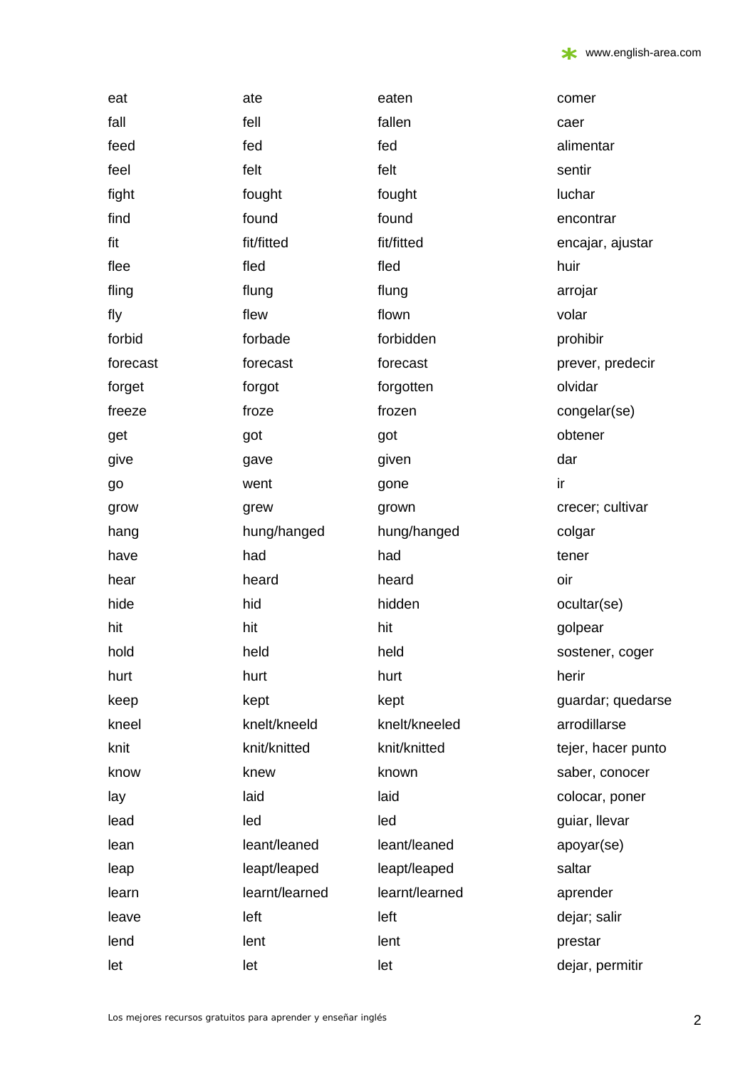| | | | |
|---|---|---|---|
| eat | ate | eaten | comer |
| fall | fell | fallen | caer |
| feed | fed | fed | alimentar |
| feel | felt | felt | sentir |
| fight | fought | fought | luchar |
| find | found | found | encontrar |
| fit | fit/fitted | fit/fitted | encajar, ajustar |
| flee | fled | fled | huir |
| fling | flung | flung | arrojar |
| fly | flew | flown | volar |
| forbid | forbade | forbidden | prohibir |
| forecast | forecast | forecast | prever, predecir |
| forget | forgot | forgotten | olvidar |
| freeze | froze | frozen | congelar(se) |
| get | got | got | obtener |
| give | gave | given | dar |
| go | went | gone | ir |
| grow | grew | grown | crecer; cultivar |
| hang | hung/hanged | hung/hanged | colgar |
| have | had | had | tener |
| hear | heard | heard | oir |
| hide | hid | hidden | ocultar(se) |
| hit | hit | hit | golpear |
| hold | held | held | sostener, coger |
| hurt | hurt | hurt | herir |
| keep | kept | kept | guardar; quedarse |
| kneel | knelt/kneeld | knelt/kneeled | arrodillarse |
| knit | knit/knitted | knit/knitted | tejer, hacer punto |
| know | knew | known | saber, conocer |
| lay | laid | laid | colocar, poner |
| lead | led | led | guiar, llevar |
| lean | leant/leaned | leant/leaned | apoyar(se) |
| leap | leapt/leaped | leapt/leaped | saltar |
| learn | learnt/learned | learnt/learned | aprender |
| leave | left | left | dejar; salir |
| lend | lent | lent | prestar |
| let | let | let | dejar, permitir |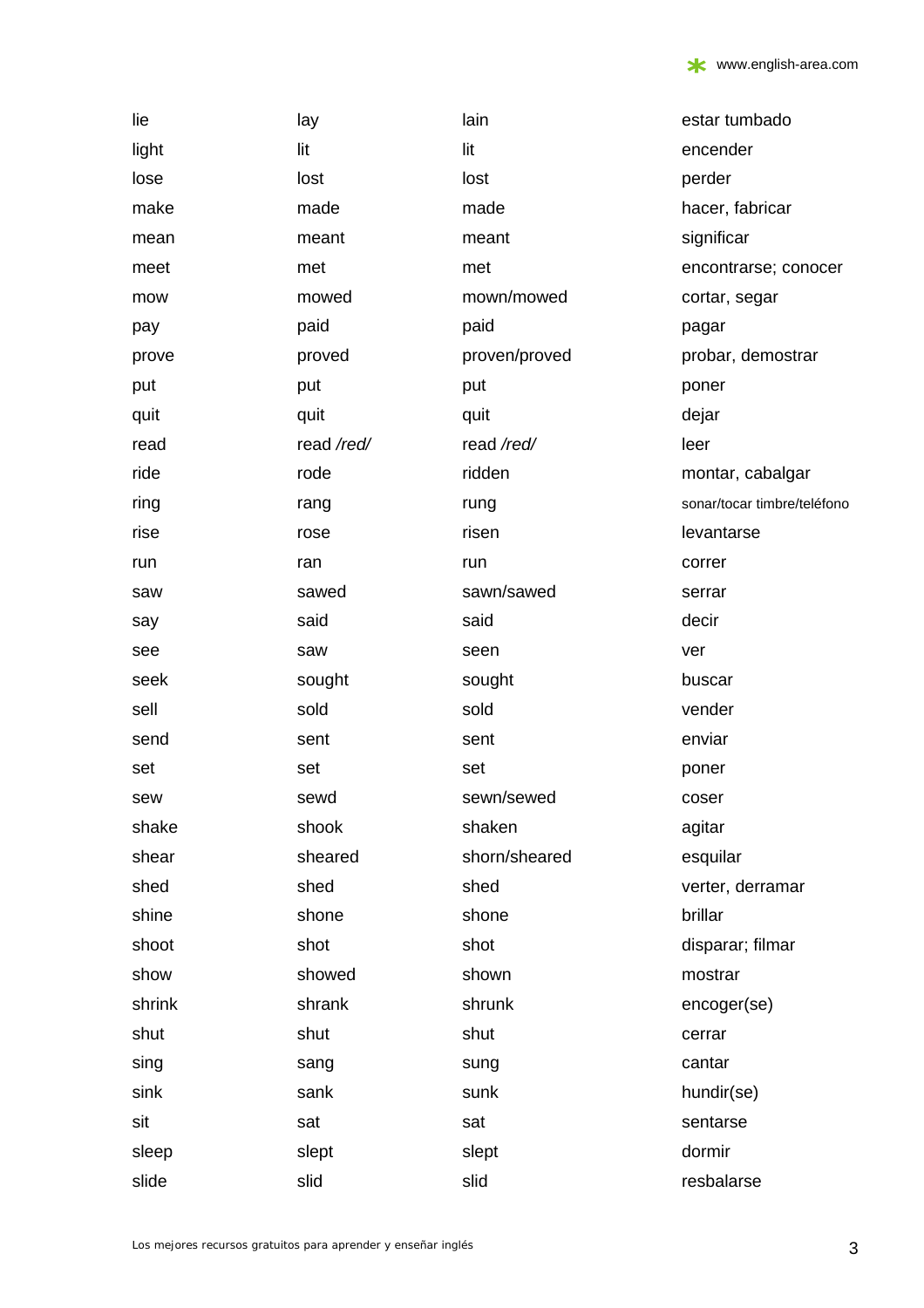| | | | |
|---|---|---|---|
| lie | lay | lain | estar tumbado |
| light | lit | lit | encender |
| lose | lost | lost | perder |
| make | made | made | hacer, fabricar |
| mean | meant | meant | significar |
| meet | met | met | encontrarse; conocer |
| mow | mowed | mown/mowed | cortar, segar |
| pay | paid | paid | pagar |
| prove | proved | proven/proved | probar, demostrar |
| put | put | put | poner |
| quit | quit | quit | dejar |
| read | read */red/* | read */red/* | leer |
| ride | rode | ridden | montar, cabalgar |
| ring | rang | rung | sonar/tocar timbre/teléfono |
| rise | rose | risen | levantarse |
| run | ran | run | correr |
| saw | sawed | sawn/sawed | serrar |
| say | said | said | decir |
| see | saw | seen | ver |
| seek | sought | sought | buscar |
| sell | sold | sold | vender |
| send | sent | sent | enviar |
| set | set | set | poner |
| sew | sewd | sewn/sewed | coser |
| shake | shook | shaken | agitar |
| shear | sheared | shorn/sheared | esquilar |
| shed | shed | shed | verter, derramar |
| shine | shone | shone | brillar |
| shoot | shot | shot | disparar; filmar |
| show | showed | shown | mostrar |
| shrink | shrank | shrunk | encoger(se) |
| shut | shut | shut | cerrar |
| sing | sang | sung | cantar |
| sink | sank | sunk | hundir(se) |
| sit | sat | sat | sentarse |
| sleep | slept | slept | dormir |
| slide | slid | slid | resbalarse |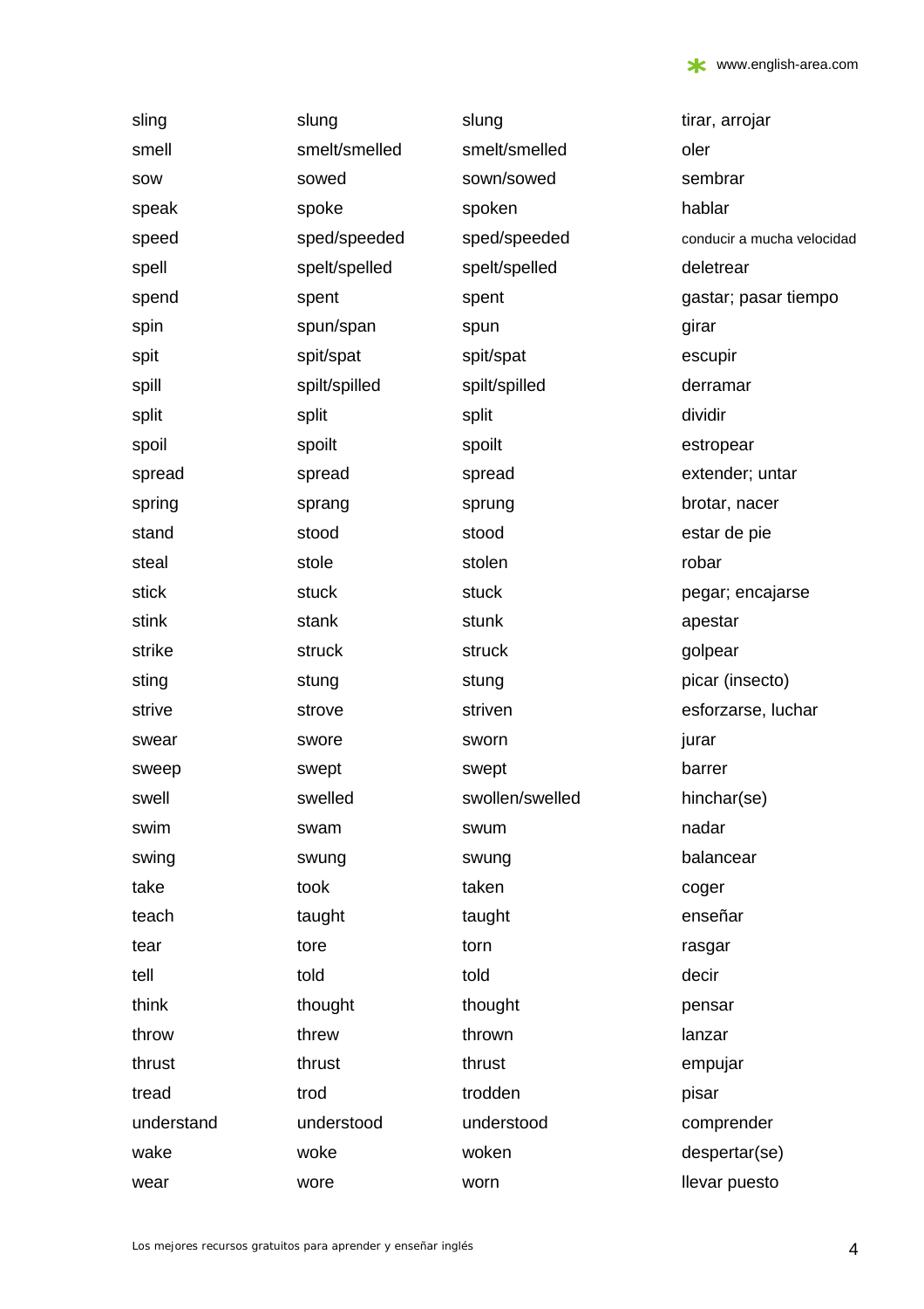| | | | |
|---|---|---|---|
| sling | slung | slung | tirar, arrojar |
| smell | smelt/smelled | smelt/smelled | oler |
| sow | sowed | sown/sowed | sembrar |
| speak | spoke | spoken | hablar |
| speed | sped/speeded | sped/speeded | conducir a mucha velocidad |
| spell | spelt/spelled | spelt/spelled | deletrear |
| spend | spent | spent | gastar; pasar tiempo |
| spin | spun/span | spun | girar |
| spit | spit/spat | spit/spat | escupir |
| spill | spilt/spilled | spilt/spilled | derramar |
| split | split | split | dividir |
| spoil | spoilt | spoilt | estropear |
| spread | spread | spread | extender; untar |
| spring | sprang | sprung | brotar, nacer |
| stand | stood | stood | estar de pie |
| steal | stole | stolen | robar |
| stick | stuck | stuck | pegar; encajarse |
| stink | stank | stunk | apestar |
| strike | struck | struck | golpear |
| sting | stung | stung | picar (insecto) |
| strive | strove | striven | esforzarse, luchar |
| swear | swore | sworn | jurar |
| sweep | swept | swept | barrer |
| swell | swelled | swollen/swelled | hinchar(se) |
| swim | swam | swum | nadar |
| swing | swung | swung | balancear |
| take | took | taken | coger |
| teach | taught | taught | enseñar |
| tear | tore | torn | rasgar |
| tell | told | told | decir |
| think | thought | thought | pensar |
| throw | threw | thrown | lanzar |
| thrust | thrust | thrust | empujar |
| tread | trod | trodden | pisar |
| understand | understood | understood | comprender |
| wake | woke | woken | despertar(se) |
| wear | wore | worn | llevar puesto |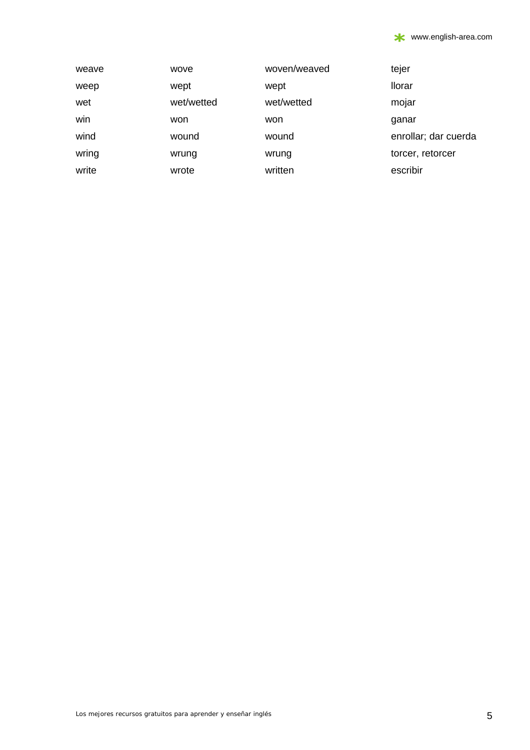| | | | |
|---|---|---|---|
| weave | wove | woven/weaved | tejer |
| weep | wept | wept | llorar |
| wet | wet/wetted | wet/wetted | mojar |
| win | won | won | ganar |
| wind | wound | wound | enrollar; dar cuerda |
| wring | wrung | wrung | torcer, retorcer |
| write | wrote | written | escribir |